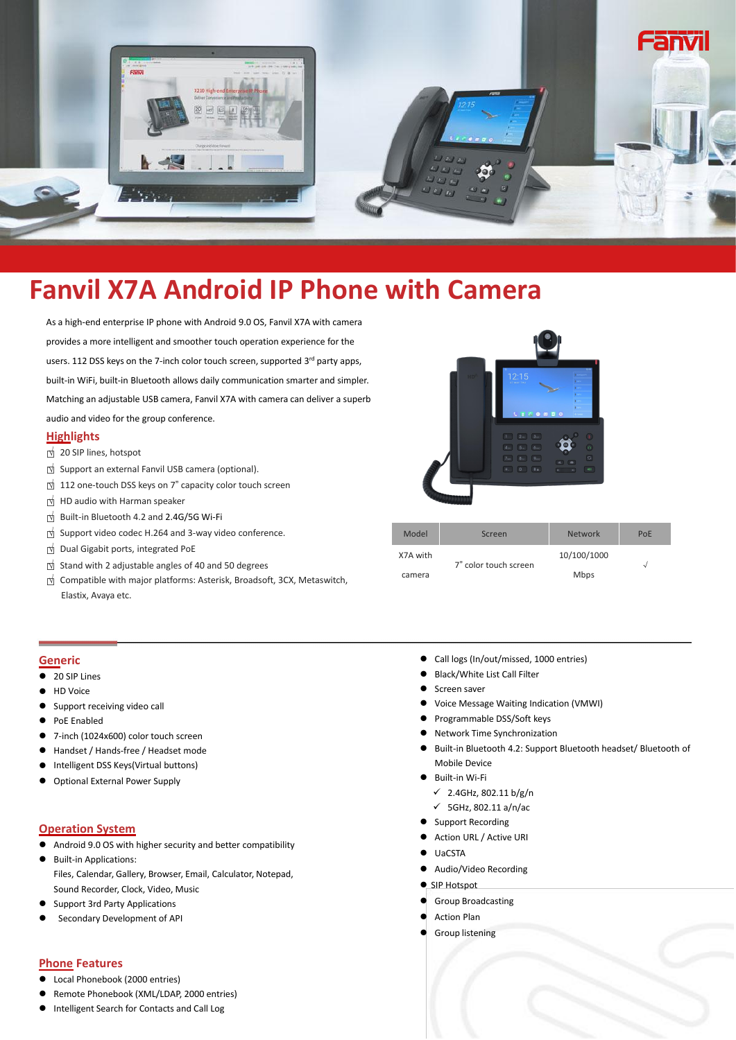# Fanvil X7A Android IP Phone with Camera

As a high-end enterprise IP phone with Android 9.0 OS, Fanvil X7A with camera provides a more intelligent and smoother touch operation experience for the users. 112 DSS keys on the 7-inch color touch screen, supported 3rd party apps, built-in WiFi, built-in Bluetooth allows daily communication smarter and simpler. Matching an adjustable USB camera, Fanvil X7A with camera can deliver a superb audio and video for the group conference.

## Highlights

- 20 SIP lines, hotspot
- Support an external Fanvil USB camera (optional).
- 112 one-touch DSS keys on 7" capacity color touch screen
- HD audio with Harman speaker
- Built-in Bluetooth 4.2 and 2.4G/5G Wi-Fi
- Support video codec H.264 and 3-way video conference.
- Dual Gigabit ports, integrated PoE
- Stand with 2 adjustable angles of 40 and 50 degrees
- Compatible with major platforms: Asterisk, Broadsoft, 3CX, Metaswitch, Elastix, Avaya etc.

| Model | Screen | Network | PoE |
|---|---|---|---|
| X7A with camera | 7" color touch screen | 10/100/1000 Mbps | √ |

## Generic

- 20 SIP Lines
- HD Voice
- Support receiving video call
- PoE Enabled
- 7-inch (1024x600) color touch screen
- Handset / Hands-free / Headset mode
- Intelligent DSS Keys(Virtual buttons)
- Optional External Power Supply

## Operation System

- Android 9.0 OS with higher security and better compatibility
- Built-in Applications:
  Files, Calendar, Gallery, Browser, Email, Calculator, Notepad, Sound Recorder, Clock, Video, Music
- Support 3rd Party Applications
- Secondary Development of API

## Phone Features

- Local Phonebook (2000 entries)
- Remote Phonebook (XML/LDAP, 2000 entries)
- Intelligent Search for Contacts and Call Log
- Call logs (In/out/missed, 1000 entries)
- Black/White List Call Filter
- Screen saver
- Voice Message Waiting Indication (VMWI)
- Programmable DSS/Soft keys
- Network Time Synchronization
- Built-in Bluetooth 4.2: Support Bluetooth headset/ Bluetooth of Mobile Device
- Built-in Wi-Fi
  - ✓ 2.4GHz, 802.11 b/g/n
  - ✓ 5GHz, 802.11 a/n/ac
- Support Recording
- Action URL / Active URI
- UaCSTA
- Audio/Video Recording
- SIP Hotspot
- Group Broadcasting
- Action Plan
- Group listening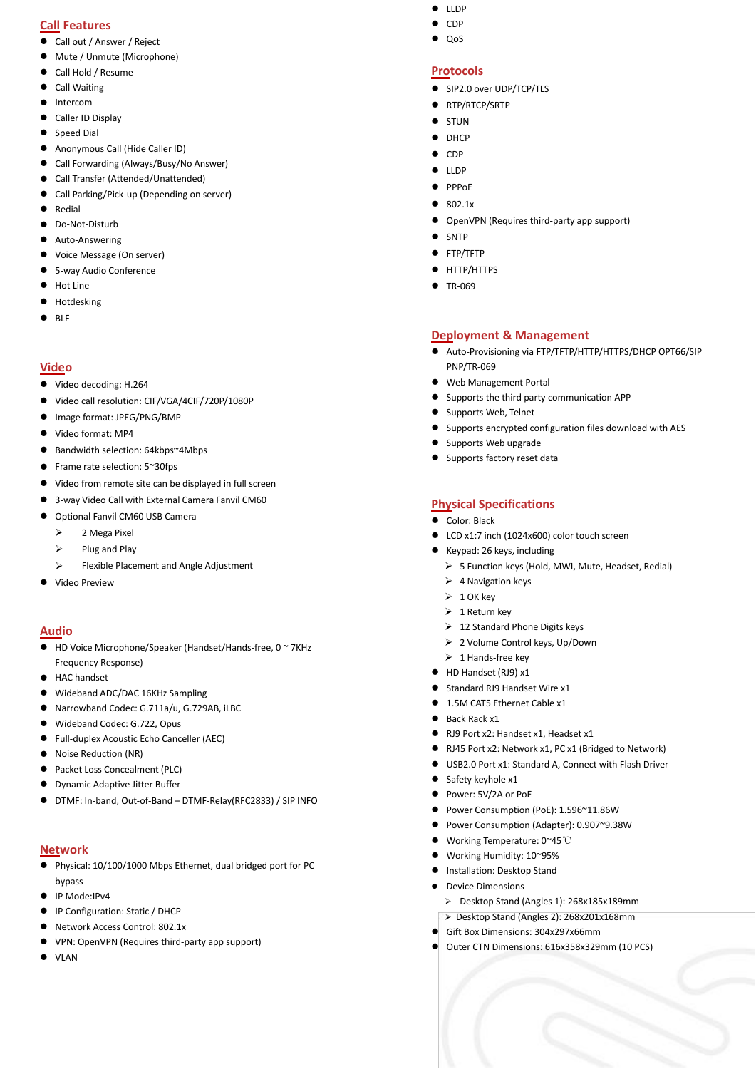## Call Features

- Call out / Answer / Reject
- Mute / Unmute (Microphone)
- Call Hold / Resume
- Call Waiting
- Intercom
- Caller ID Display
- Speed Dial
- Anonymous Call (Hide Caller ID)
- Call Forwarding (Always/Busy/No Answer)
- Call Transfer (Attended/Unattended)
- Call Parking/Pick-up (Depending on server)
- Redial
- Do-Not-Disturb
- Auto-Answering
- Voice Message (On server)
- 5-way Audio Conference
- Hot Line
- Hotdesking
- BLF

## Video

- Video decoding: H.264
- Video call resolution: CIF/VGA/4CIF/720P/1080P
- Image format: JPEG/PNG/BMP
- Video format: MP4
- Bandwidth selection: 64kbps~4Mbps
- Frame rate selection: 5~30fps
- Video from remote site can be displayed in full screen
- 3-way Video Call with External Camera Fanvil CM60
- Optional Fanvil CM60 USB Camera
  - 2 Mega Pixel
  - Plug and Play
  - Flexible Placement and Angle Adjustment
- Video Preview

## Audio

- HD Voice Microphone/Speaker (Handset/Hands-free, 0 ~ 7KHz Frequency Response)
- HAC handset
- Wideband ADC/DAC 16KHz Sampling
- Narrowband Codec: G.711a/u, G.729AB, iLBC
- Wideband Codec: G.722, Opus
- Full-duplex Acoustic Echo Canceller (AEC)
- Noise Reduction (NR)
- Packet Loss Concealment (PLC)
- Dynamic Adaptive Jitter Buffer
- DTMF: In-band, Out-of-Band – DTMF-Relay(RFC2833) / SIP INFO

## Network

- Physical: 10/100/1000 Mbps Ethernet, dual bridged port for PC bypass
- IP Mode:IPv4
- IP Configuration: Static / DHCP
- Network Access Control: 802.1x
- VPN: OpenVPN (Requires third-party app support)
- VLAN
- LLDP
- CDP
- QoS

## Protocols

- SIP2.0 over UDP/TCP/TLS
- RTP/RTCP/SRTP
- STUN
- DHCP
- CDP
- LLDP
- PPPoE
- 802.1x
- OpenVPN (Requires third-party app support)
- SNTP
- FTP/TFTP
- HTTP/HTTPS
- TR-069

## Deployment & Management

- Auto-Provisioning via FTP/TFTP/HTTP/HTTPS/DHCP OPT66/SIP PNP/TR-069
- Web Management Portal
- Supports the third party communication APP
- Supports Web, Telnet
- Supports encrypted configuration files download with AES
- Supports Web upgrade
- Supports factory reset data

## Physical Specifications

- Color: Black
- LCD x1:7 inch (1024x600) color touch screen
- Keypad: 26 keys, including
  - 5 Function keys (Hold, MWI, Mute, Headset, Redial)
  - 4 Navigation keys
  - 1 OK key
  - 1 Return key
  - 12 Standard Phone Digits keys
  - 2 Volume Control keys, Up/Down
  - 1 Hands-free key
- HD Handset (RJ9) x1
- Standard RJ9 Handset Wire x1
- 1.5M CAT5 Ethernet Cable x1
- Back Rack x1
- RJ9 Port x2: Handset x1, Headset x1
- RJ45 Port x2: Network x1, PC x1 (Bridged to Network)
- USB2.0 Port x1: Standard A, Connect with Flash Driver
- Safety keyhole x1
- Power: 5V/2A or PoE
- Power Consumption (PoE): 1.596~11.86W
- Power Consumption (Adapter): 0.907~9.38W
- Working Temperature: 0~45℃
- Working Humidity: 10~95%
- Installation: Desktop Stand
- Device Dimensions
  - Desktop Stand (Angles 1): 268x185x189mm
  - Desktop Stand (Angles 2): 268x201x168mm
- Gift Box Dimensions: 304x297x66mm
- Outer CTN Dimensions: 616x358x329mm (10 PCS)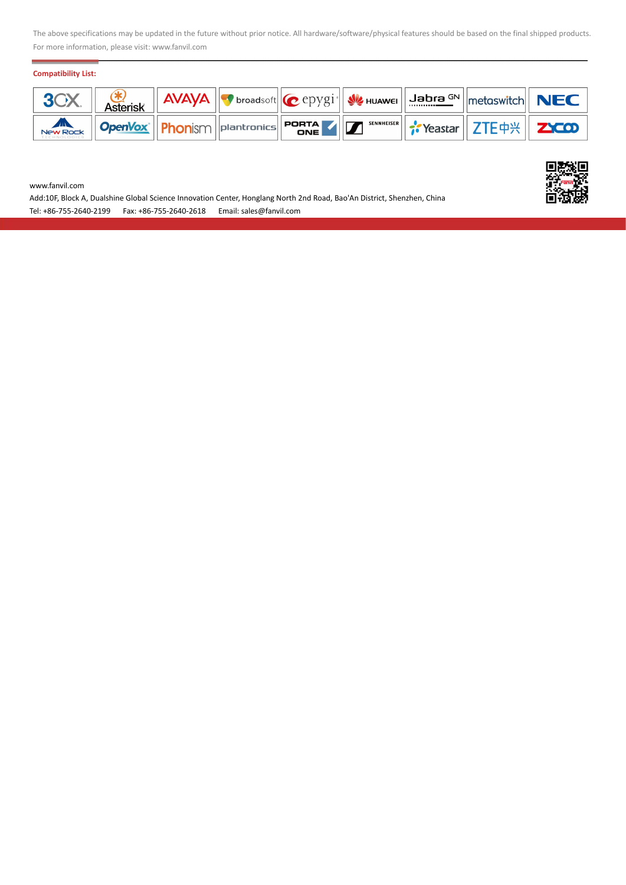The above specifications may be updated in the future without prior notice. All hardware/software/physical features should be based on the final shipped products.

For more information, please visit: www.fanvil.com

**Compatibility List:**

| | | | | | | | | |
|---|---|---|---|---|---|---|---|---|
| 3CX | Asterisk | AVAYA | broadsoft | epygi | HUAWEI | Jabra GN | metaswitch | NEC |
| New Rock | OpenVox | Phonism | plantronics | PORTA ONE | SENNHEISER | Yeastar | ZTE中兴 | ZYCOO |

www.fanvil.com

Add:10F, Block A, Dualshine Global Science Innovation Center, Honglang North 2nd Road, Bao'An District, Shenzhen, China

Tel: +86-755-2640-2199 Fax: +86-755-2640-2618 Email: sales@fanvil.com